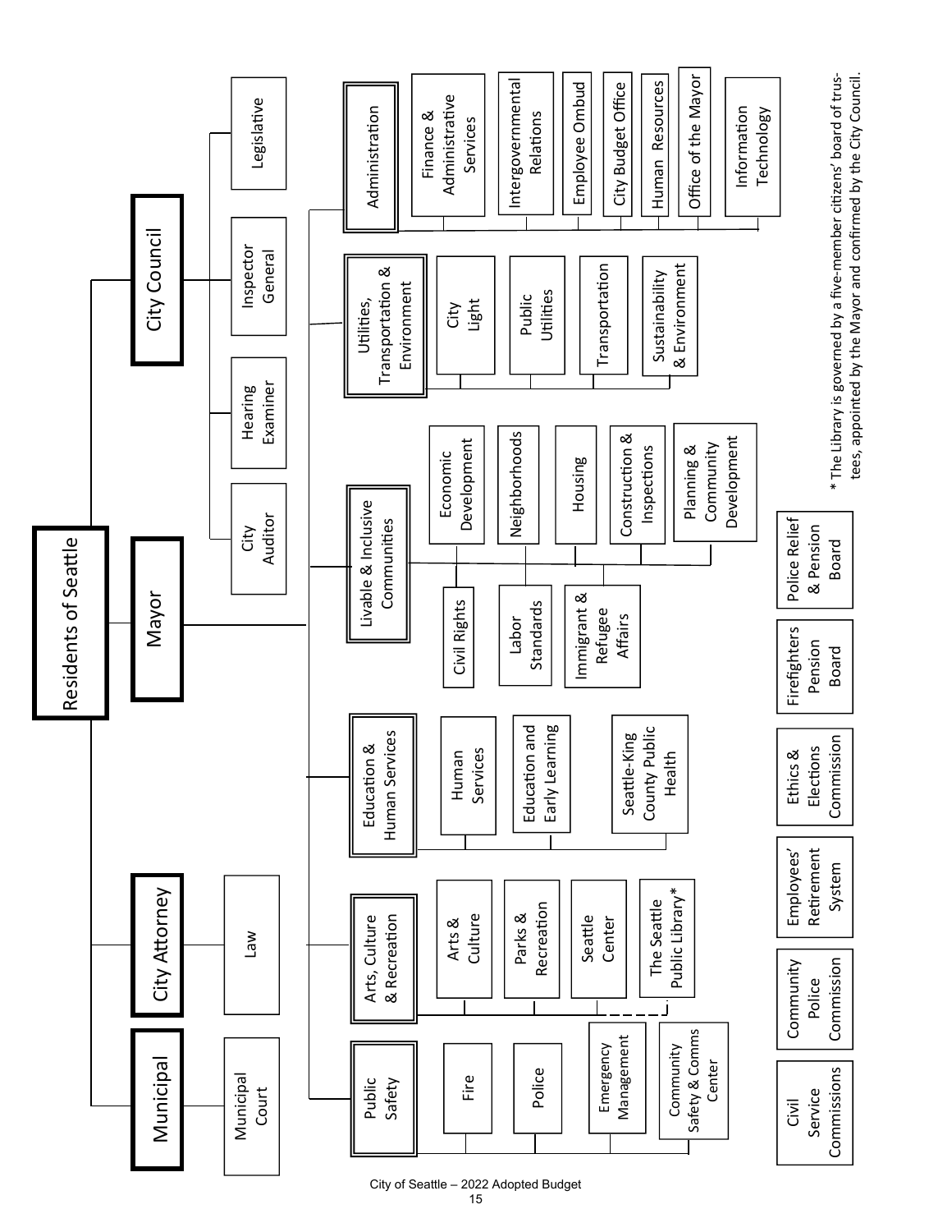# Residents of Seattle

- **Municipal**
  - Municipal Court
- **City Attorney**
  - Law
- **Mayor**
  - **Public Safety**
    - Fire
    - Police
    - Emergency Management
    - Community Safety & Comms Center
  - **Arts, Culture & Recreation**
    - Arts & Culture
    - Parks & Recreation
    - Seattle Center
    - The Seattle Public Library*
  - **Education & Human Services**
    - Human Services
    - Education and Early Learning
    - Seattle-King County Public Health
  - **Livable & Inclusive Communities**
    - Economic Development
    - Neighborhoods
    - Housing
    - Construction & Inspections
    - Planning & Community Development
    - Civil Rights
    - Labor Standards
    - Immigrant & Refugee Affairs
  - **Utilities, Transportation & Environment**
    - City Light
    - Public Utilities
    - Transportation
    - Sustainability & Environment
  - **Administration**
    - Finance & Administrative Services
    - Intergovernmental Relations
    - Employee Ombud
    - City Budget Office
    - Human Resources
    - Office of the Mayor
    - Information Technology
- **City Council**
  - City Auditor
  - Hearing Examiner
  - Inspector General
  - Legislative

Boards and Commissions:

- Civil Service Commissions
- Community Police Commission
- Employees' Retirement System
- Ethics & Elections Commission
- Firefighters Pension Board
- Police Relief & Pension Board

\* The Library is governed by a five-member citizens' board of trustees, appointed by the Mayor and confirmed by the City Council.

City of Seattle – 2022 Adopted Budget